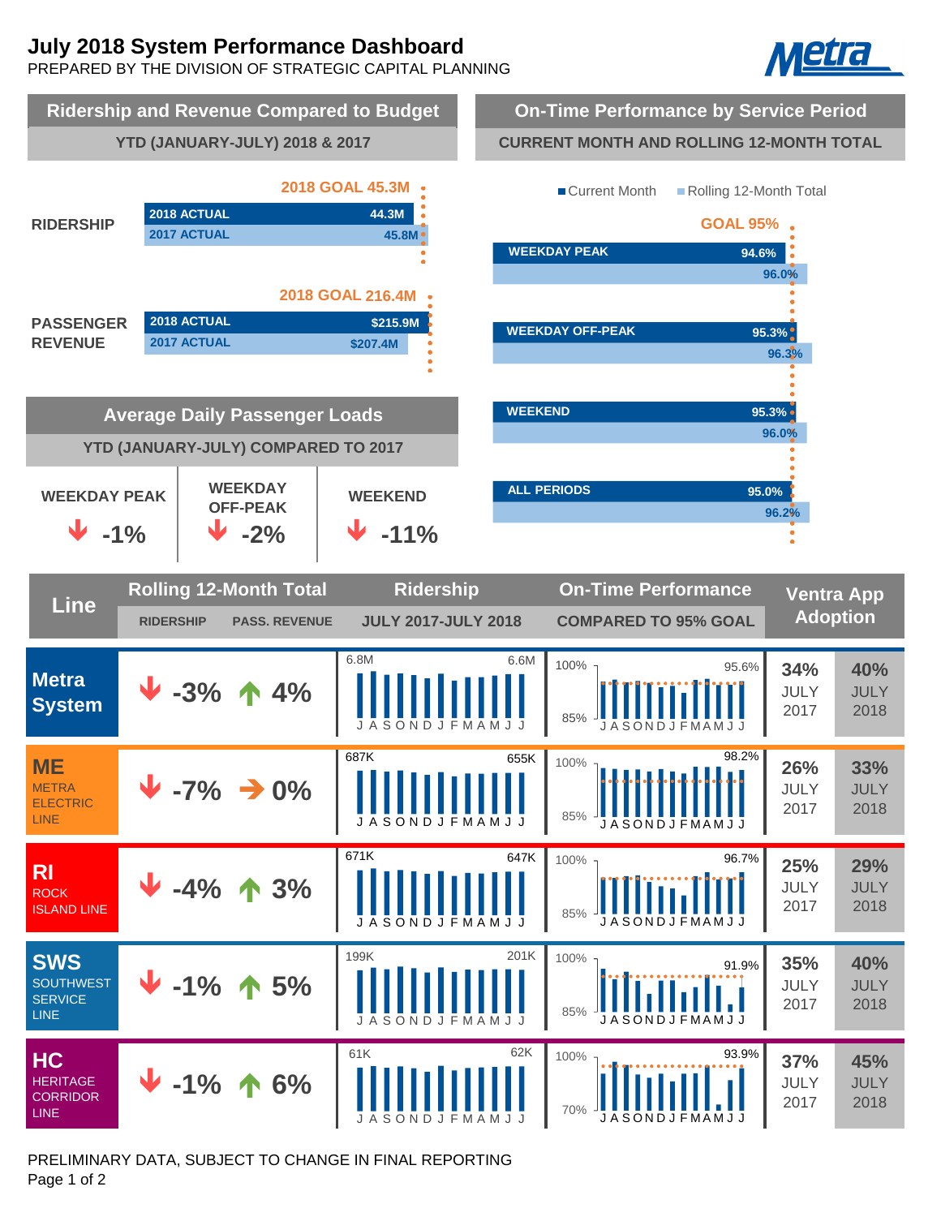# July 2018 System Performance Dashboard

PREPARED BY THE DIVISION OF STRATEGIC CAPITAL PLANNING

## Ridership and Revenue Compared to Budget

YTD (JANUARY-JULY) 2018 & 2017

| | 2018 GOAL | 2018 ACTUAL | 2017 ACTUAL |
|---|---|---|---|
| RIDERSHIP | 45.3M | 44.3M | 45.8M |
| PASSENGER REVENUE | 216.4M | $215.9M | $207.4M |

## On-Time Performance by Service Period

CURRENT MONTH AND ROLLING 12-MONTH TOTAL

GOAL 95%

| Service Period | Current Month | Rolling 12-Month Total |
|---|---|---|
| WEEKDAY PEAK | 94.6% | 96.0% |
| WEEKDAY OFF-PEAK | 95.3% | 96.3% |
| WEEKEND | 95.3% | 96.0% |
| ALL PERIODS | 95.0% | 96.2% |

## Average Daily Passenger Loads

YTD (JANUARY-JULY) COMPARED TO 2017

| WEEKDAY PEAK | WEEKDAY OFF-PEAK | WEEKEND |
|---|---|---|
| ↓ -1% | ↓ -2% | ↓ -11% |

## Line Performance

| Line | Rolling 12-Month Total: Ridership | Rolling 12-Month Total: Pass. Revenue | Ridership (July 2017-July 2018) | On-Time Performance (Compared to 95% Goal) | Ventra App Adoption: July 2017 | Ventra App Adoption: July 2018 |
|---|---|---|---|---|---|---|
| Metra System | ↓ -3% | ↑ 4% | 6.8M – 6.6M | 95.6% | 34% | 40% |
| ME (Metra Electric Line) | ↓ -7% | → 0% | 687K – 655K | 98.2% | 26% | 33% |
| RI (Rock Island Line) | ↓ -4% | ↑ 3% | 671K – 647K | 96.7% | 25% | 29% |
| SWS (Southwest Service Line) | ↓ -1% | ↑ 5% | 199K – 201K | 91.9% | 35% | 40% |
| HC (Heritage Corridor Line) | ↓ -1% | ↑ 6% | 61K – 62K | 93.9% | 37% | 45% |

PRELIMINARY DATA, SUBJECT TO CHANGE IN FINAL REPORTING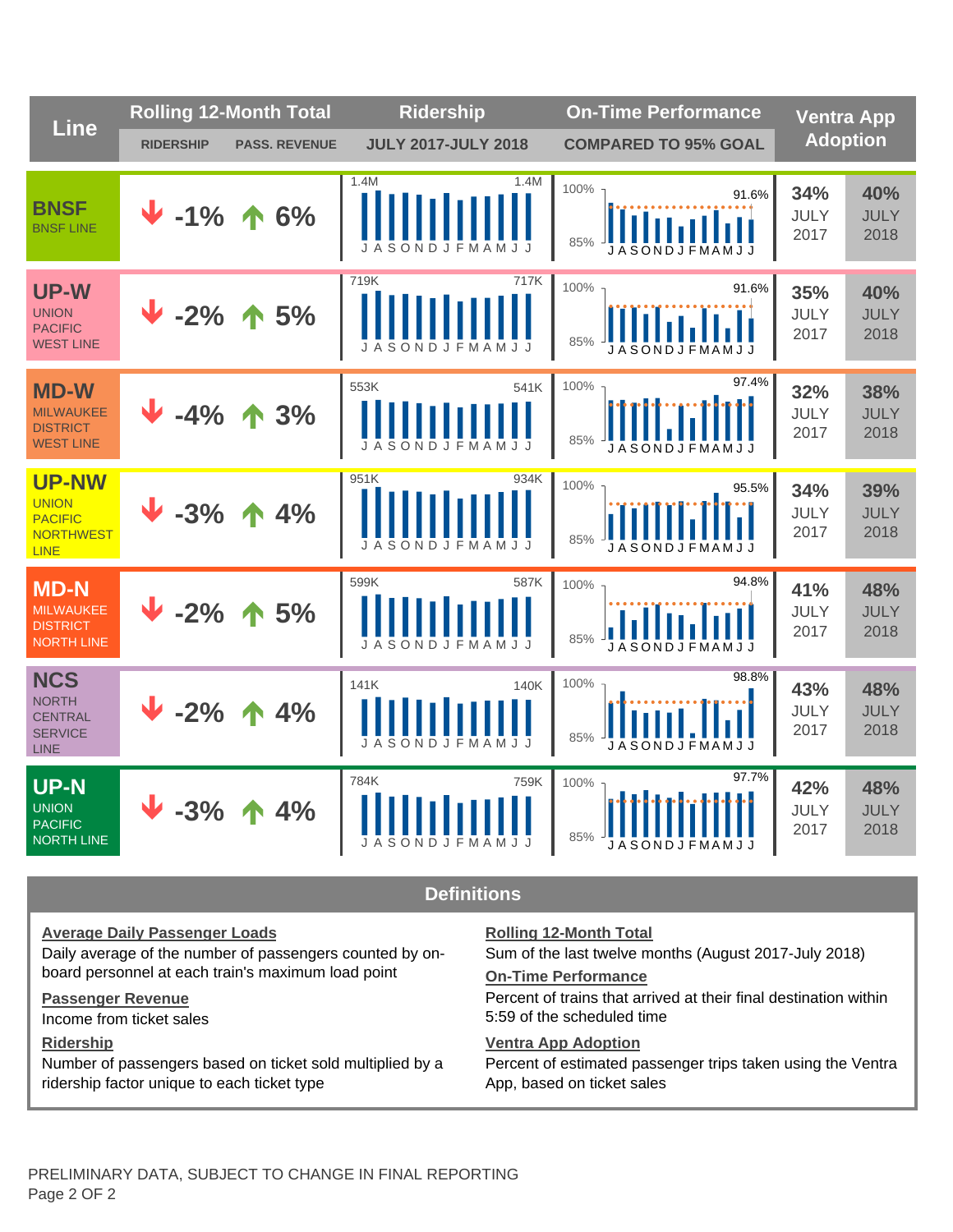| Line | Rolling 12-Month Total | | Ridership | On-Time Performance | Ventra App Adoption | |
|---|---|---|---|---|---|---|
| | RIDERSHIP | PASS. REVENUE | JULY 2017-JULY 2018 | COMPARED TO 95% GOAL | | |
| **BNSF** BNSF LINE | -1% | 6% | 1.4M … 1.4M | 100% 85% 91.6% | 34% JULY 2017 | 40% JULY 2018 |
| **UP-W** UNION PACIFIC WEST LINE | -2% | 5% | 719K … 717K | 100% 85% 91.6% | 35% JULY 2017 | 40% JULY 2018 |
| **MD-W** MILWAUKEE DISTRICT WEST LINE | -4% | 3% | 553K … 541K | 100% 85% 97.4% | 32% JULY 2017 | 38% JULY 2018 |
| **UP-NW** UNION PACIFIC NORTHWEST LINE | -3% | 4% | 951K … 934K | 100% 85% 95.5% | 34% JULY 2017 | 39% JULY 2018 |
| **MD-N** MILWAUKEE DISTRICT NORTH LINE | -2% | 5% | 599K … 587K | 100% 85% 94.8% | 41% JULY 2017 | 48% JULY 2018 |
| **NCS** NORTH CENTRAL SERVICE LINE | -2% | 4% | 141K … 140K | 100% 85% 98.8% | 43% JULY 2017 | 48% JULY 2018 |
| **UP-N** UNION PACIFIC NORTH LINE | -3% | 4% | 784K … 759K | 100% 85% 97.7% | 42% JULY 2017 | 48% JULY 2018 |

Chart axis labels: J A S O N D J F M A M J J

## Definitions

**Average Daily Passenger Loads**
Daily average of the number of passengers counted by on-board personnel at each train's maximum load point

**Passenger Revenue**
Income from ticket sales

**Ridership**
Number of passengers based on ticket sold multiplied by a ridership factor unique to each ticket type

**Rolling 12-Month Total**
Sum of the last twelve months (August 2017-July 2018)

**On-Time Performance**
Percent of trains that arrived at their final destination within 5:59 of the scheduled time

**Ventra App Adoption**
Percent of estimated passenger trips taken using the Ventra App, based on ticket sales

PRELIMINARY DATA, SUBJECT TO CHANGE IN FINAL REPORTING